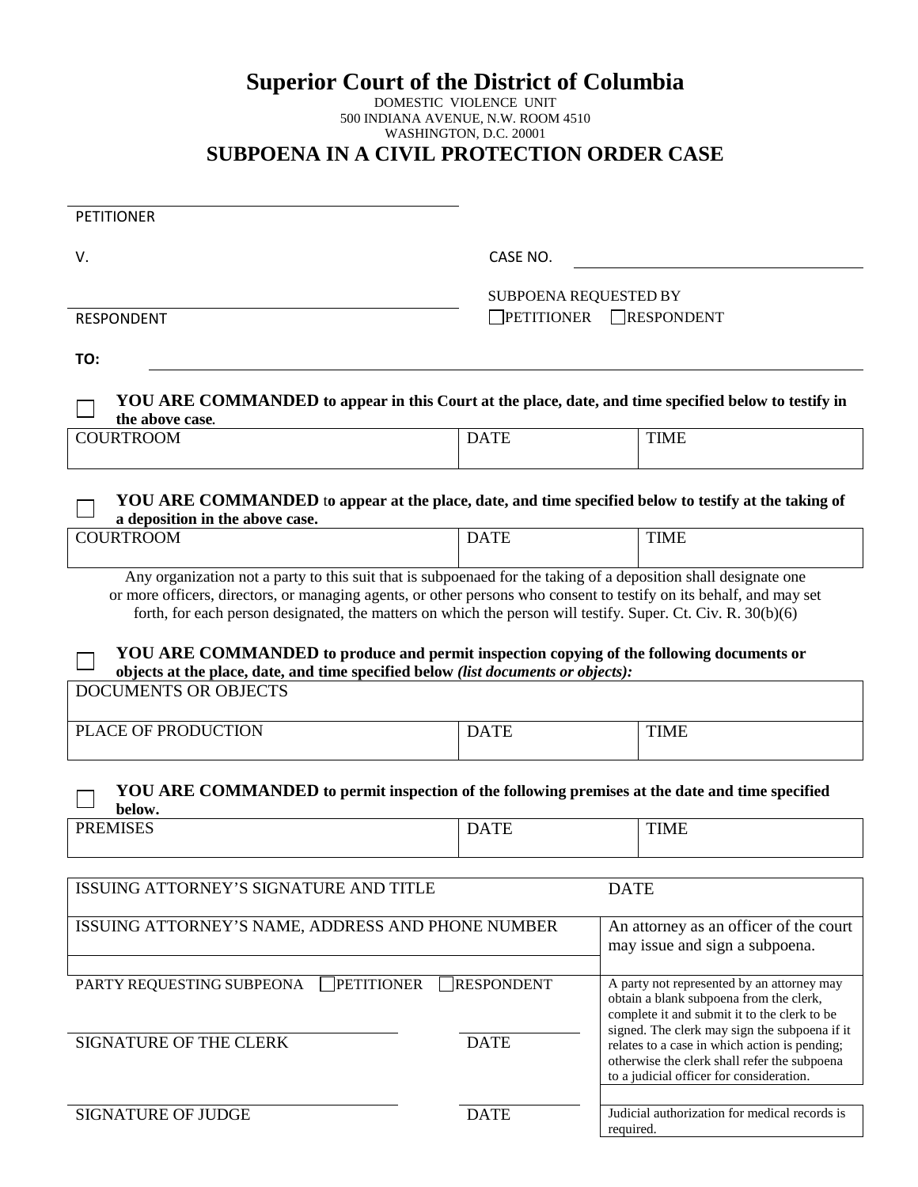# Superior Court of the District of Columbia

DOMESTIC VIOLENCE UNIT
500 INDIANA AVENUE, N.W. ROOM 4510
WASHINGTON, D.C. 20001

## SUBPOENA IN A CIVIL PROTECTION ORDER CASE

PETITIONER

V.

RESPONDENT

CASE NO. ____________________

SUBPOENA REQUESTED BY
☐ PETITIONER ☐ RESPONDENT

**TO:** ____________________

☐ **YOU ARE COMMANDED to appear in this Court at the place, date, and time specified below to testify in the above case.**

| COURTROOM | DATE | TIME |
|---|---|---|
| | | |

☐ **YOU ARE COMMANDED to appear at the place, date, and time specified below to testify at the taking of a deposition in the above case.**

| COURTROOM | DATE | TIME |
|---|---|---|
| | | |

Any organization not a party to this suit that is subpoenaed for the taking of a deposition shall designate one or more officers, directors, or managing agents, or other persons who consent to testify on its behalf, and may set forth, for each person designated, the matters on which the person will testify. Super. Ct. Civ. R. 30(b)(6)

☐ **YOU ARE COMMANDED to produce and permit inspection copying of the following documents or objects at the place, date, and time specified below *(list documents or objects):***

| DOCUMENTS OR OBJECTS | | |
|---|---|---|
| PLACE OF PRODUCTION | DATE | TIME |

☐ **YOU ARE COMMANDED to permit inspection of the following premises at the date and time specified below.**

| PREMISES | DATE | TIME |
|---|---|---|
| | | |

| ISSUING ATTORNEY'S SIGNATURE AND TITLE | DATE |
|---|---|
| ISSUING ATTORNEY'S NAME, ADDRESS AND PHONE NUMBER | An attorney as an officer of the court may issue and sign a subpoena. |
| PARTY REQUESTING SUBPEONA ☐ PETITIONER ☐ RESPONDENT | A party not represented by an attorney may obtain a blank subpoena from the clerk, complete it and submit it to the clerk to be signed. The clerk may sign the subpoena if it relates to a case in which action is pending; otherwise the clerk shall refer the subpoena to a judicial officer for consideration. |
| SIGNATURE OF THE CLERK ____ DATE ____ | |
| SIGNATURE OF JUDGE ____ DATE ____ | Judicial authorization for medical records is required. |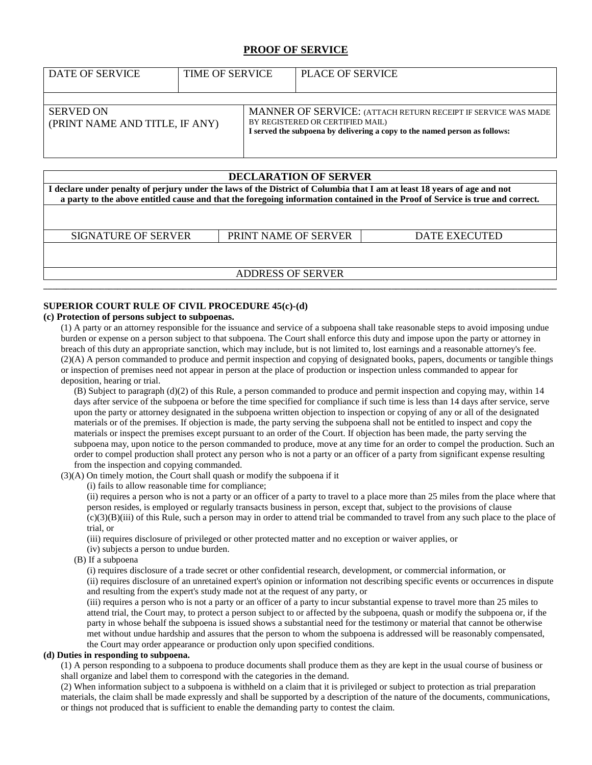## PROOF OF SERVICE

| DATE OF SERVICE | TIME OF SERVICE | PLACE OF SERVICE |
|---|---|---|
| | | |

| SERVED ON (PRINT NAME AND TITLE, IF ANY) | MANNER OF SERVICE: (ATTACH RETURN RECEIPT IF SERVICE WAS MADE BY REGISTERED OR CERTIFIED MAIL) **I served the subpoena by delivering a copy to the named person as follows:** |
|---|---|
| | |

| DECLARATION OF SERVER | | |
|---|---|---|
| **I declare under penalty of perjury under the laws of the District of Columbia that I am at least 18 years of age and not a party to the above entitled cause and that the foregoing information contained in the Proof of Service is true and correct.** | | |
| | | |
| SIGNATURE OF SERVER | PRINT NAME OF SERVER | DATE EXECUTED |
| | | |
| ADDRESS OF SERVER | | |

**SUPERIOR COURT RULE OF CIVIL PROCEDURE 45(c)-(d)**

**(c) Protection of persons subject to subpoenas.**

(1) A party or an attorney responsible for the issuance and service of a subpoena shall take reasonable steps to avoid imposing undue burden or expense on a person subject to that subpoena. The Court shall enforce this duty and impose upon the party or attorney in breach of this duty an appropriate sanction, which may include, but is not limited to, lost earnings and a reasonable attorney's fee.

(2)(A) A person commanded to produce and permit inspection and copying of designated books, papers, documents or tangible things or inspection of premises need not appear in person at the place of production or inspection unless commanded to appear for deposition, hearing or trial.

(B) Subject to paragraph (d)(2) of this Rule, a person commanded to produce and permit inspection and copying may, within 14 days after service of the subpoena or before the time specified for compliance if such time is less than 14 days after service, serve upon the party or attorney designated in the subpoena written objection to inspection or copying of any or all of the designated materials or of the premises. If objection is made, the party serving the subpoena shall not be entitled to inspect and copy the materials or inspect the premises except pursuant to an order of the Court. If objection has been made, the party serving the subpoena may, upon notice to the person commanded to produce, move at any time for an order to compel the production. Such an order to compel production shall protect any person who is not a party or an officer of a party from significant expense resulting from the inspection and copying commanded.

(3)(A) On timely motion, the Court shall quash or modify the subpoena if it

(i) fails to allow reasonable time for compliance;

(ii) requires a person who is not a party or an officer of a party to travel to a place more than 25 miles from the place where that person resides, is employed or regularly transacts business in person, except that, subject to the provisions of clause (c)(3)(B)(iii) of this Rule, such a person may in order to attend trial be commanded to travel from any such place to the place of trial, or

(iii) requires disclosure of privileged or other protected matter and no exception or waiver applies, or

(iv) subjects a person to undue burden.

(B) If a subpoena

(i) requires disclosure of a trade secret or other confidential research, development, or commercial information, or

(ii) requires disclosure of an unretained expert's opinion or information not describing specific events or occurrences in dispute and resulting from the expert's study made not at the request of any party, or

(iii) requires a person who is not a party or an officer of a party to incur substantial expense to travel more than 25 miles to attend trial, the Court may, to protect a person subject to or affected by the subpoena, quash or modify the subpoena or, if the party in whose behalf the subpoena is issued shows a substantial need for the testimony or material that cannot be otherwise met without undue hardship and assures that the person to whom the subpoena is addressed will be reasonably compensated, the Court may order appearance or production only upon specified conditions.

**(d) Duties in responding to subpoena.**

(1) A person responding to a subpoena to produce documents shall produce them as they are kept in the usual course of business or shall organize and label them to correspond with the categories in the demand.

(2) When information subject to a subpoena is withheld on a claim that it is privileged or subject to protection as trial preparation materials, the claim shall be made expressly and shall be supported by a description of the nature of the documents, communications, or things not produced that is sufficient to enable the demanding party to contest the claim.